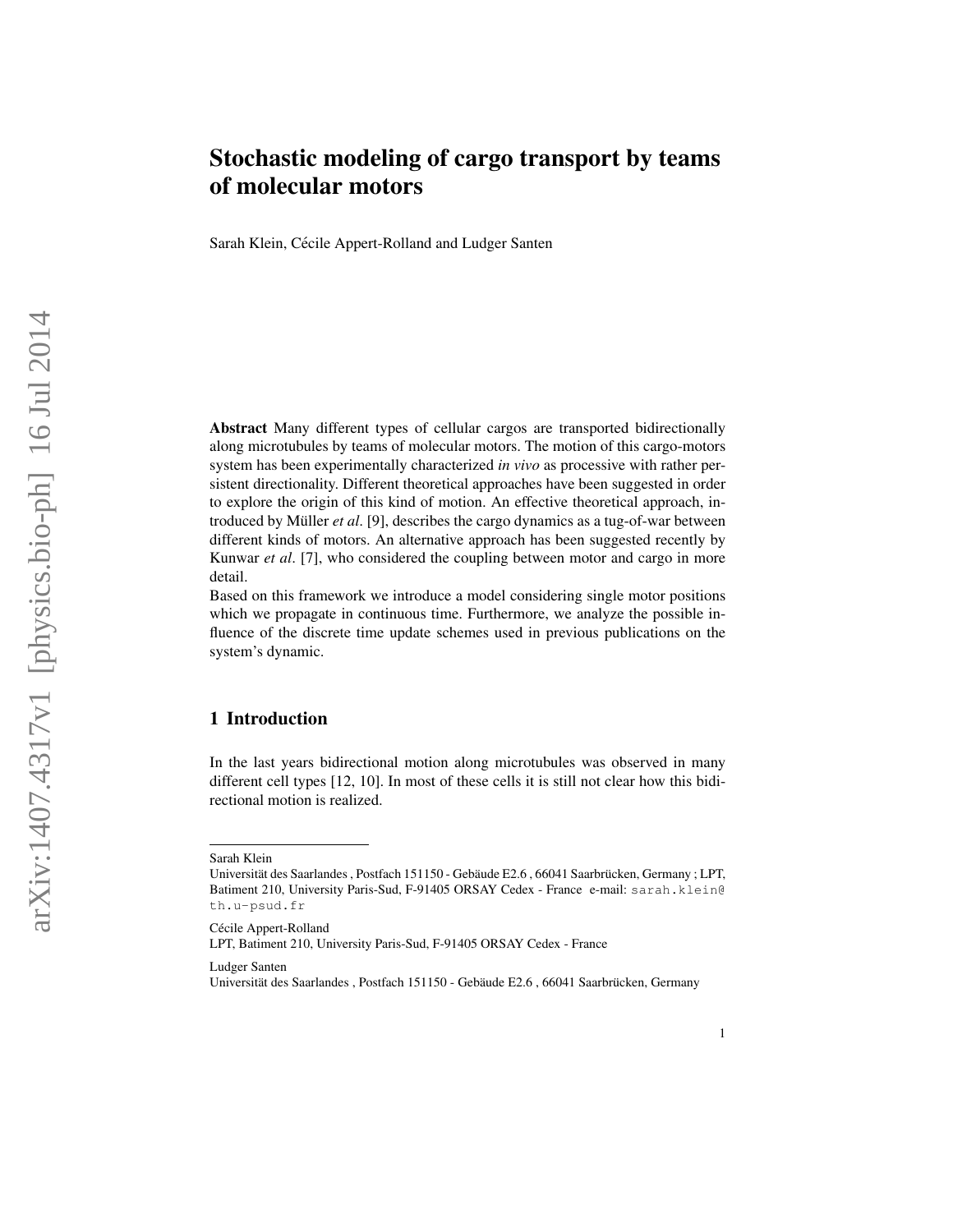# Stochastic modeling of cargo transport by teams of molecular motors

Sarah Klein, Cécile Appert-Rolland and Ludger Santen

**Abstract** Many different types of cellular cargos are transported bidirectionally along microtubules by teams of molecular motors. The motion of this cargo-motors system has been experimentally characterized *in vivo* as processive with rather persistent directionality. Different theoretical approaches have been suggested in order to explore the origin of this kind of motion. An effective theoretical approach, introduced by Müller *et al*. [9], describes the cargo dynamics as a tug-of-war between different kinds of motors. An alternative approach has been suggested recently by Kunwar *et al*. [7], who considered the coupling between motor and cargo in more detail.
Based on this framework we introduce a model considering single motor positions which we propagate in continuous time. Furthermore, we analyze the possible influence of the discrete time update schemes used in previous publications on the system's dynamic.

## 1 Introduction

In the last years bidirectional motion along microtubules was observed in many different cell types [12, 10]. In most of these cells it is still not clear how this bidirectional motion is realized.

---

Sarah Klein
Universität des Saarlandes , Postfach 151150 - Gebäude E2.6 , 66041 Saarbrücken, Germany ; LPT, Batiment 210, University Paris-Sud, F-91405 ORSAY Cedex - France e-mail: sarah.klein@th.u-psud.fr

Cécile Appert-Rolland
LPT, Batiment 210, University Paris-Sud, F-91405 ORSAY Cedex - France

Ludger Santen
Universität des Saarlandes , Postfach 151150 - Gebäude E2.6 , 66041 Saarbrücken, Germany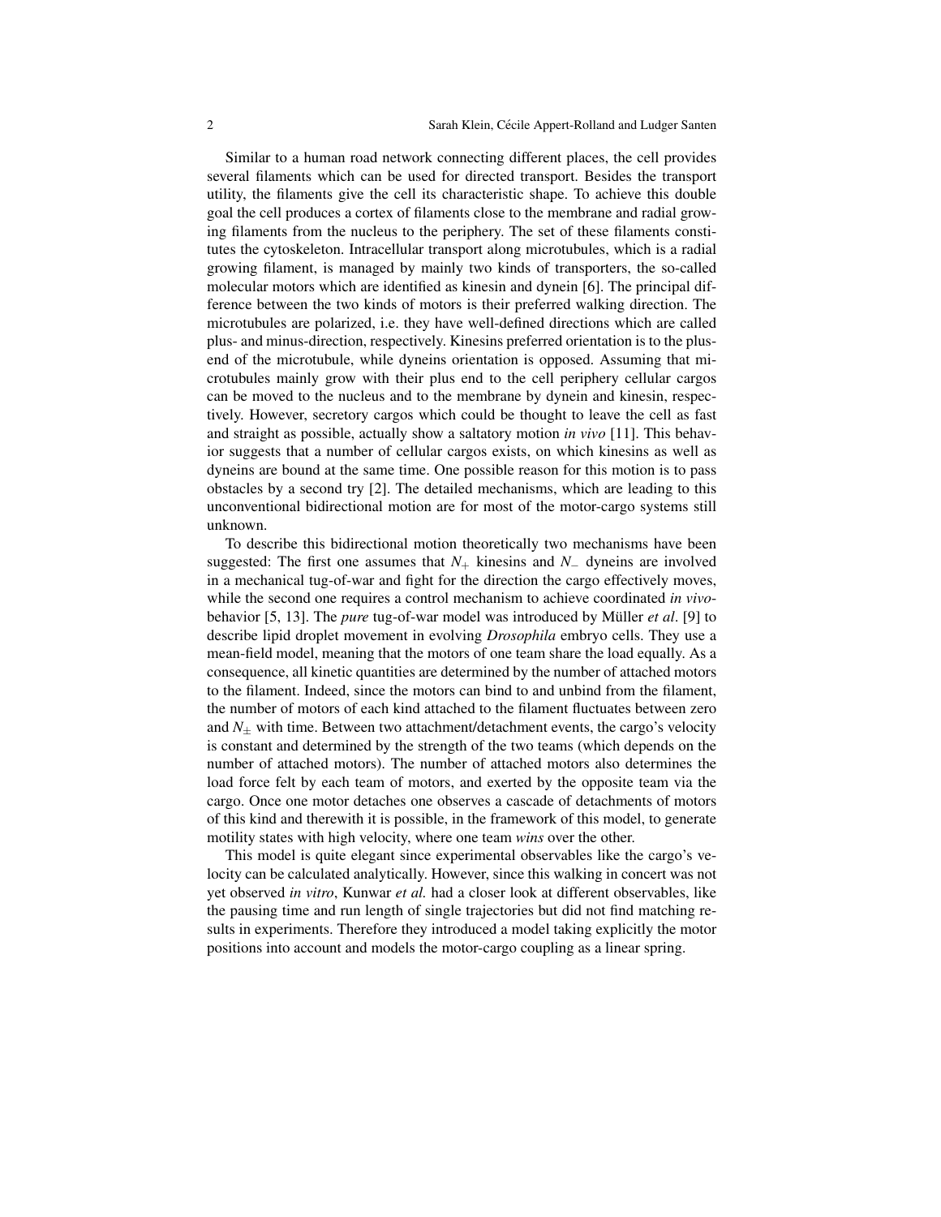Similar to a human road network connecting different places, the cell provides several filaments which can be used for directed transport. Besides the transport utility, the filaments give the cell its characteristic shape. To achieve this double goal the cell produces a cortex of filaments close to the membrane and radial growing filaments from the nucleus to the periphery. The set of these filaments constitutes the cytoskeleton. Intracellular transport along microtubules, which is a radial growing filament, is managed by mainly two kinds of transporters, the so-called molecular motors which are identified as kinesin and dynein [6]. The principal difference between the two kinds of motors is their preferred walking direction. The microtubules are polarized, i.e. they have well-defined directions which are called plus- and minus-direction, respectively. Kinesins preferred orientation is to the plus-end of the microtubule, while dyneins orientation is opposed. Assuming that microtubules mainly grow with their plus end to the cell periphery cellular cargos can be moved to the nucleus and to the membrane by dynein and kinesin, respectively. However, secretory cargos which could be thought to leave the cell as fast and straight as possible, actually show a saltatory motion *in vivo* [11]. This behavior suggests that a number of cellular cargos exists, on which kinesins as well as dyneins are bound at the same time. One possible reason for this motion is to pass obstacles by a second try [2]. The detailed mechanisms, which are leading to this unconventional bidirectional motion are for most of the motor-cargo systems still unknown.

To describe this bidirectional motion theoretically two mechanisms have been suggested: The first one assumes that $N_+$ kinesins and $N_-$ dyneins are involved in a mechanical tug-of-war and fight for the direction the cargo effectively moves, while the second one requires a control mechanism to achieve coordinated *in vivo*-behavior [5, 13]. The *pure* tug-of-war model was introduced by Müller *et al*. [9] to describe lipid droplet movement in evolving *Drosophila* embryo cells. They use a mean-field model, meaning that the motors of one team share the load equally. As a consequence, all kinetic quantities are determined by the number of attached motors to the filament. Indeed, since the motors can bind to and unbind from the filament, the number of motors of each kind attached to the filament fluctuates between zero and $N_\pm$ with time. Between two attachment/detachment events, the cargo's velocity is constant and determined by the strength of the two teams (which depends on the number of attached motors). The number of attached motors also determines the load force felt by each team of motors, and exerted by the opposite team via the cargo. Once one motor detaches one observes a cascade of detachments of motors of this kind and therewith it is possible, in the framework of this model, to generate motility states with high velocity, where one team *wins* over the other.

This model is quite elegant since experimental observables like the cargo's velocity can be calculated analytically. However, since this walking in concert was not yet observed *in vitro*, Kunwar *et al.* had a closer look at different observables, like the pausing time and run length of single trajectories but did not find matching results in experiments. Therefore they introduced a model taking explicitly the motor positions into account and models the motor-cargo coupling as a linear spring.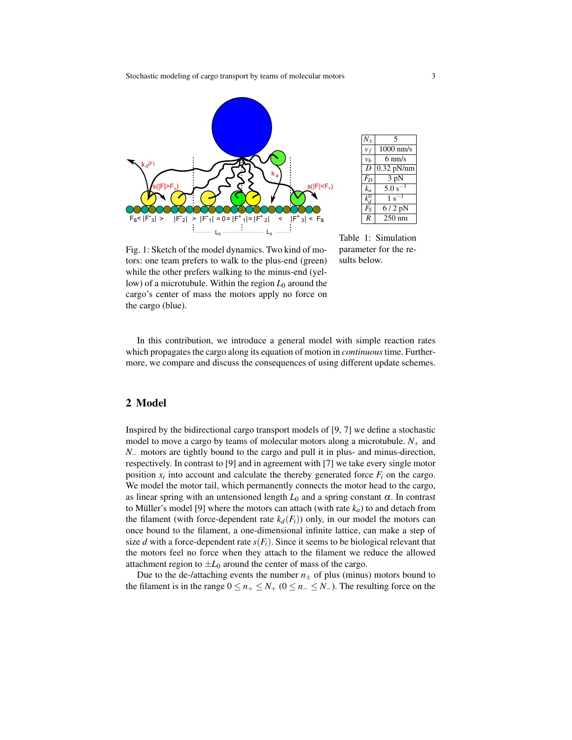Fig. 1: Sketch of the model dynamics. Two kind of motors: one team prefers to walk to the plus-end (green) while the other prefers walking to the minus-end (yellow) of a microtubule. Within the region $L_0$ around the cargo's center of mass the motors apply no force on the cargo (blue).

| | |
|---|---|
| $N_\pm$ | 5 |
| $v_f$ | 1000 nm/s |
| $v_b$ | 6 nm/s |
| $D$ | 0.32 pN/nm |
| $F_D$ | 3 pN |
| $k_a$ | 5.0 s$^{-1}$ |
| $k_d^0$ | 1 s$^{-1}$ |
| $F_S$ | 6 / 2 pN |
| $R$ | 250 nm |

Table 1: Simulation parameter for the results below.

In this contribution, we introduce a general model with simple reaction rates which propagates the cargo along its equation of motion in *continuous* time. Furthermore, we compare and discuss the consequences of using different update schemes.

## 2 Model

Inspired by the bidirectional cargo transport models of [9, 7] we define a stochastic model to move a cargo by teams of molecular motors along a microtubule. $N_+$ and $N_-$ motors are tightly bound to the cargo and pull it in plus- and minus-direction, respectively. In contrast to [9] and in agreement with [7] we take every single motor position $x_i$ into account and calculate the thereby generated force $F_i$ on the cargo. We model the motor tail, which permanently connects the motor head to the cargo, as linear spring with an untensioned length $L_0$ and a spring constant $\alpha$. In contrast to Müller's model [9] where the motors can attach (with rate $k_a$) to and detach from the filament (with force-dependent rate $k_d(F_i)$) only, in our model the motors can once bound to the filament, a one-dimensional infinite lattice, can make a step of size $d$ with a force-dependent rate $s(F_i)$. Since it seems to be biological relevant that the motors feel no force when they attach to the filament we reduce the allowed attachment region to $\pm L_0$ around the center of mass of the cargo.

Due to the de-/attaching events the number $n_\pm$ of plus (minus) motors bound to the filament is in the range $0 \leq n_+ \leq N_+$ ($0 \leq n_- \leq N_-$). The resulting force on the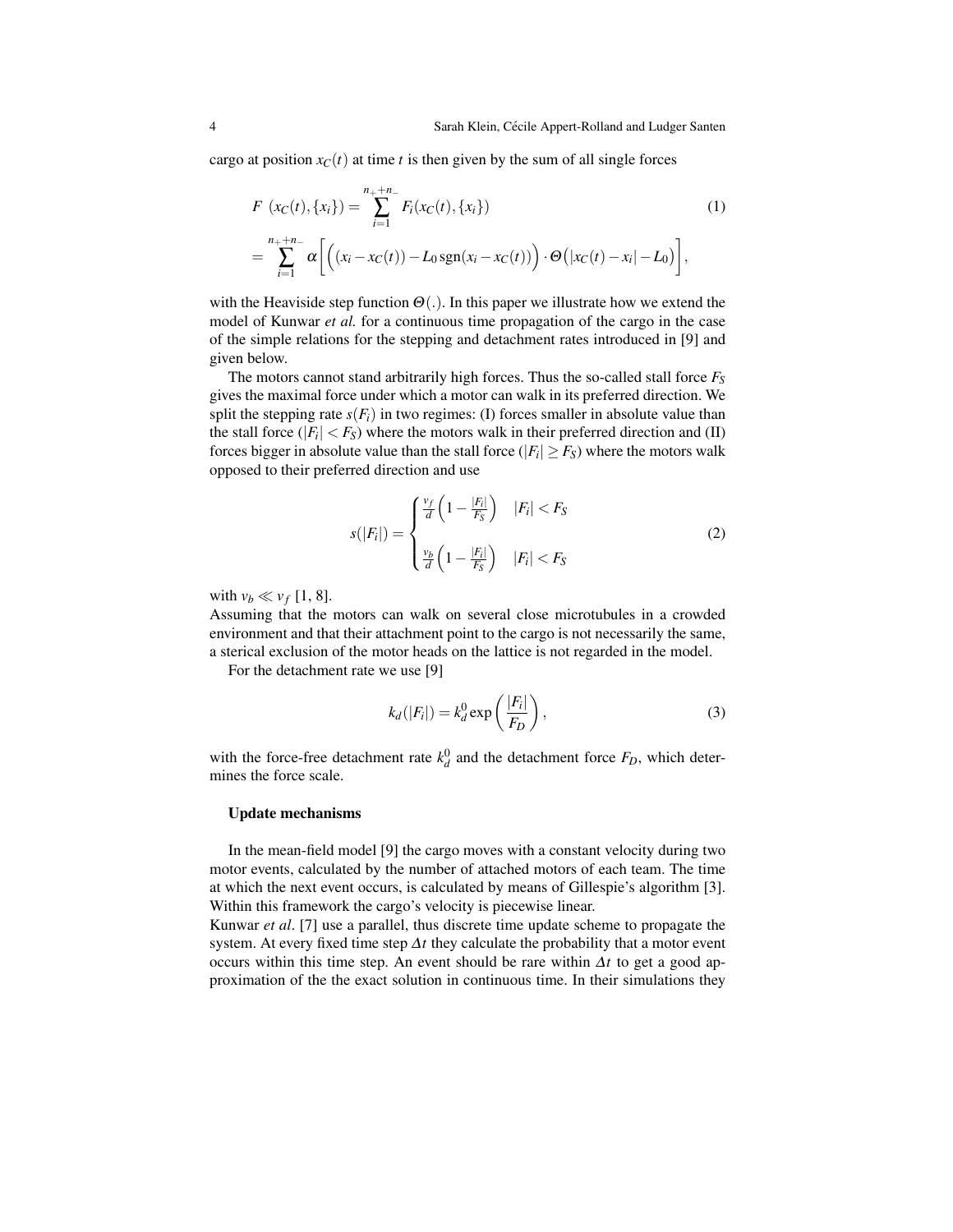cargo at position $x_C(t)$ at time $t$ is then given by the sum of all single forces

$$
\begin{aligned}
F\ (x_C(t),\{x_i\}) &= \sum_{i=1}^{n_+ + n_-} F_i(x_C(t),\{x_i\}) \qquad (1)\\
&= \sum_{i=1}^{n_+ + n_-} \alpha \left[ \Big( (x_i - x_C(t)) - L_0 \,\mathrm{sgn}(x_i - x_C(t)) \Big) \cdot \Theta\big(|x_C(t) - x_i| - L_0\big) \right],
\end{aligned}
$$

with the Heaviside step function $\Theta(.)$. In this paper we illustrate how we extend the model of Kunwar *et al.* for a continuous time propagation of the cargo in the case of the simple relations for the stepping and detachment rates introduced in [9] and given below.

The motors cannot stand arbitrarily high forces. Thus the so-called stall force $F_S$ gives the maximal force under which a motor can walk in its preferred direction. We split the stepping rate $s(F_i)$ in two regimes: (I) forces smaller in absolute value than the stall force ($|F_i| < F_S$) where the motors walk in their preferred direction and (II) forces bigger in absolute value than the stall force ($|F_i| \geq F_S$) where the motors walk opposed to their preferred direction and use

$$
s(|F_i|) = \begin{cases} \frac{v_f}{d}\left(1 - \frac{|F_i|}{F_S}\right) & |F_i| < F_S \\ \\ \frac{v_b}{d}\left(1 - \frac{|F_i|}{F_S}\right) & |F_i| < F_S \end{cases} \qquad (2)
$$

with $v_b \ll v_f$ [1, 8].

Assuming that the motors can walk on several close microtubules in a crowded environment and that their attachment point to the cargo is not necessarily the same, a sterical exclusion of the motor heads on the lattice is not regarded in the model.

For the detachment rate we use [9]

$$
k_d(|F_i|) = k_d^0 \exp\left(\frac{|F_i|}{F_D}\right), \qquad (3)
$$

with the force-free detachment rate $k_d^0$ and the detachment force $F_D$, which determines the force scale.

**Update mechanisms**

In the mean-field model [9] the cargo moves with a constant velocity during two motor events, calculated by the number of attached motors of each team. The time at which the next event occurs, is calculated by means of Gillespie's algorithm [3]. Within this framework the cargo's velocity is piecewise linear.

Kunwar *et al*. [7] use a parallel, thus discrete time update scheme to propagate the system. At every fixed time step $\Delta t$ they calculate the probability that a motor event occurs within this time step. An event should be rare within $\Delta t$ to get a good approximation of the the exact solution in continuous time. In their simulations they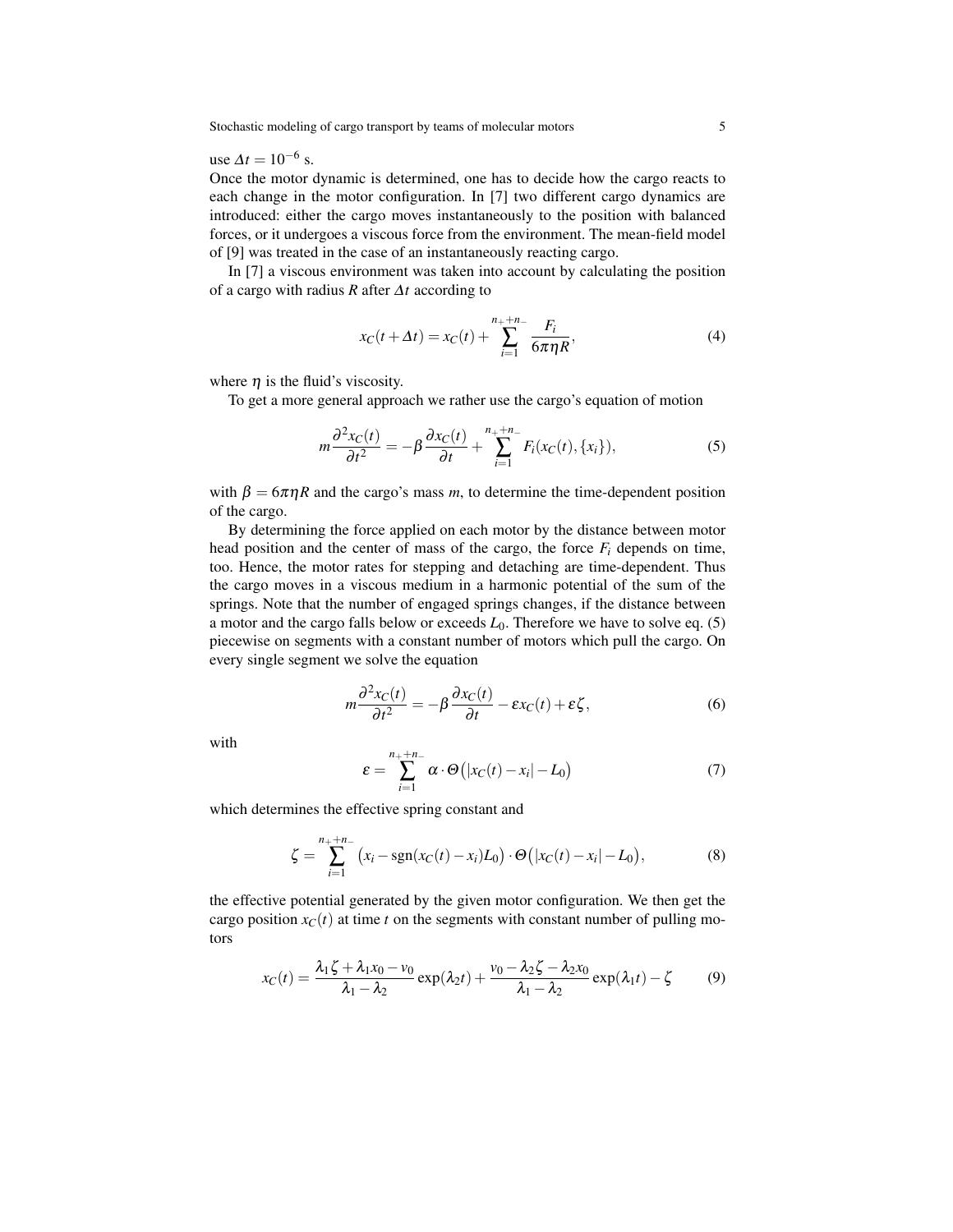use $\Delta t = 10^{-6}$ s.

Once the motor dynamic is determined, one has to decide how the cargo reacts to each change in the motor configuration. In [7] two different cargo dynamics are introduced: either the cargo moves instantaneously to the position with balanced forces, or it undergoes a viscous force from the environment. The mean-field model of [9] was treated in the case of an instantaneously reacting cargo.

In [7] a viscous environment was taken into account by calculating the position of a cargo with radius $R$ after $\Delta t$ according to

$$x_C(t+\Delta t) = x_C(t) + \sum_{i=1}^{n_+ + n_-} \frac{F_i}{6\pi\eta R}, \tag{4}$$

where $\eta$ is the fluid's viscosity.

To get a more general approach we rather use the cargo's equation of motion

$$m\frac{\partial^2 x_C(t)}{\partial t^2} = -\beta \frac{\partial x_C(t)}{\partial t} + \sum_{i=1}^{n_+ + n_-} F_i(x_C(t), \{x_i\}), \tag{5}$$

with $\beta = 6\pi\eta R$ and the cargo's mass $m$, to determine the time-dependent position of the cargo.

By determining the force applied on each motor by the distance between motor head position and the center of mass of the cargo, the force $F_i$ depends on time, too. Hence, the motor rates for stepping and detaching are time-dependent. Thus the cargo moves in a viscous medium in a harmonic potential of the sum of the springs. Note that the number of engaged springs changes, if the distance between a motor and the cargo falls below or exceeds $L_0$. Therefore we have to solve eq. (5) piecewise on segments with a constant number of motors which pull the cargo. On every single segment we solve the equation

$$m\frac{\partial^2 x_C(t)}{\partial t^2} = -\beta \frac{\partial x_C(t)}{\partial t} - \varepsilon x_C(t) + \varepsilon \zeta, \tag{6}$$

with

$$\varepsilon = \sum_{i=1}^{n_+ + n_-} \alpha \cdot \Theta\big(|x_C(t) - x_i| - L_0\big) \tag{7}$$

which determines the effective spring constant and

$$\zeta = \sum_{i=1}^{n_+ + n_-} \big(x_i - \mathrm{sgn}(x_C(t) - x_i) L_0\big) \cdot \Theta\big(|x_C(t) - x_i| - L_0\big), \tag{8}$$

the effective potential generated by the given motor configuration. We then get the cargo position $x_C(t)$ at time $t$ on the segments with constant number of pulling motors

$$x_C(t) = \frac{\lambda_1 \zeta + \lambda_1 x_0 - v_0}{\lambda_1 - \lambda_2} \exp(\lambda_2 t) + \frac{v_0 - \lambda_2 \zeta - \lambda_2 x_0}{\lambda_1 - \lambda_2} \exp(\lambda_1 t) - \zeta \tag{9}$$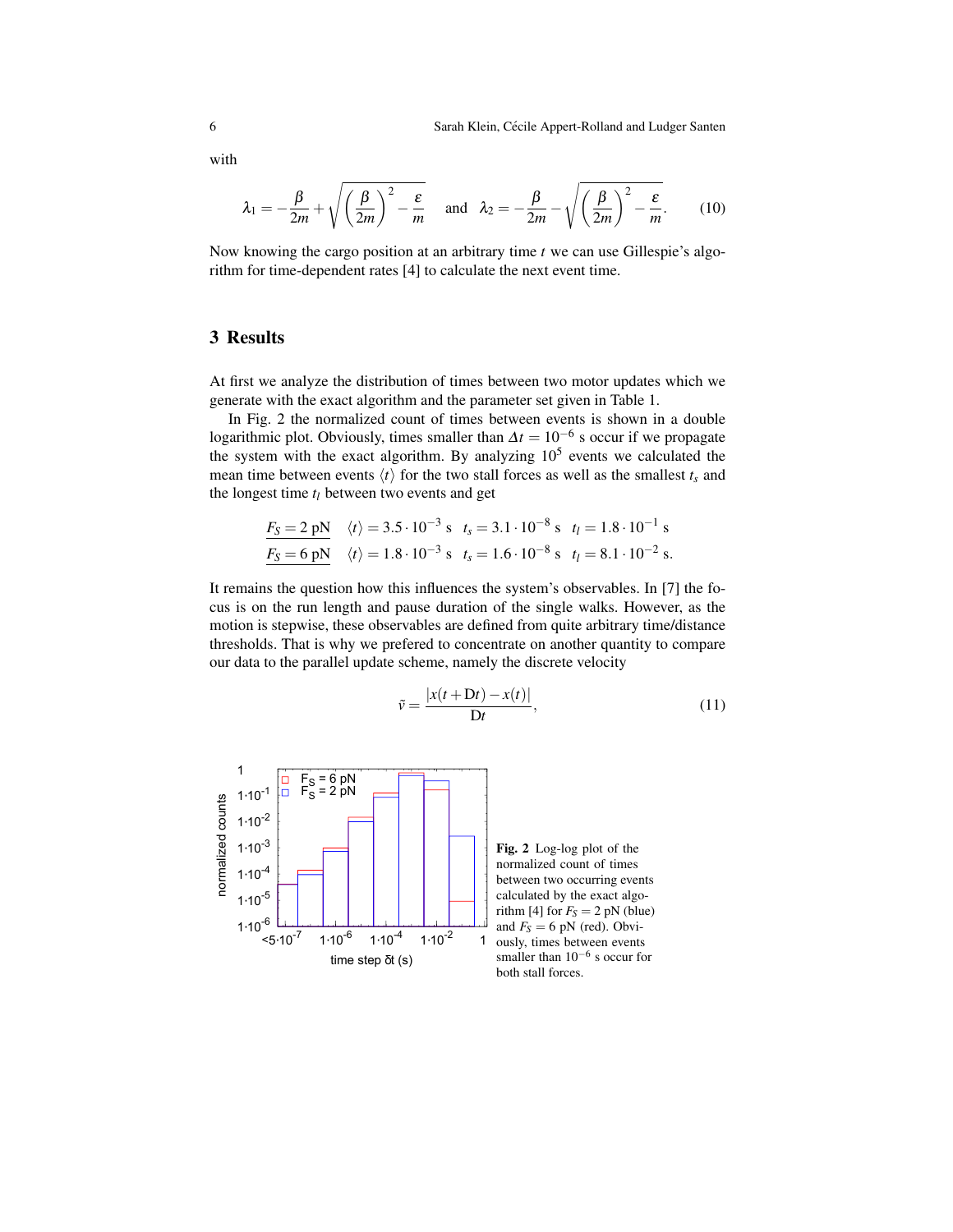with

$$\lambda_1 = -\frac{\beta}{2m} + \sqrt{\left(\frac{\beta}{2m}\right)^2 - \frac{\varepsilon}{m}} \quad \text{and} \quad \lambda_2 = -\frac{\beta}{2m} - \sqrt{\left(\frac{\beta}{2m}\right)^2 - \frac{\varepsilon}{m}}. \tag{10}$$

Now knowing the cargo position at an arbitrary time $t$ we can use Gillespie's algorithm for time-dependent rates [4] to calculate the next event time.

## 3 Results

At first we analyze the distribution of times between two motor updates which we generate with the exact algorithm and the parameter set given in Table 1.

In Fig. 2 the normalized count of times between events is shown in a double logarithmic plot. Obviously, times smaller than $\Delta t = 10^{-6}$ s occur if we propagate the system with the exact algorithm. By analyzing $10^5$ events we calculated the mean time between events $\langle t \rangle$ for the two stall forces as well as the smallest $t_s$ and the longest time $t_l$ between two events and get

$$\underline{F_S = 2\text{ pN}} \quad \langle t \rangle = 3.5 \cdot 10^{-3}\text{ s} \quad t_s = 3.1 \cdot 10^{-8}\text{ s} \quad t_l = 1.8 \cdot 10^{-1}\text{ s}$$
$$\underline{F_S = 6\text{ pN}} \quad \langle t \rangle = 1.8 \cdot 10^{-3}\text{ s} \quad t_s = 1.6 \cdot 10^{-8}\text{ s} \quad t_l = 8.1 \cdot 10^{-2}\text{ s}.$$

It remains the question how this influences the system's observables. In [7] the focus is on the run length and pause duration of the single walks. However, as the motion is stepwise, these observables are defined from quite arbitrary time/distance thresholds. That is why we prefered to concentrate on another quantity to compare our data to the parallel update scheme, namely the discrete velocity

$$\tilde{v} = \frac{|x(t + \mathrm{D}t) - x(t)|}{\mathrm{D}t}, \tag{11}$$

**Fig. 2** Log-log plot of the normalized count of times between two occurring events calculated by the exact algorithm [4] for $F_S = 2$ pN (blue) and $F_S = 6$ pN (red). Obviously, times between events smaller than $10^{-6}$ s occur for both stall forces.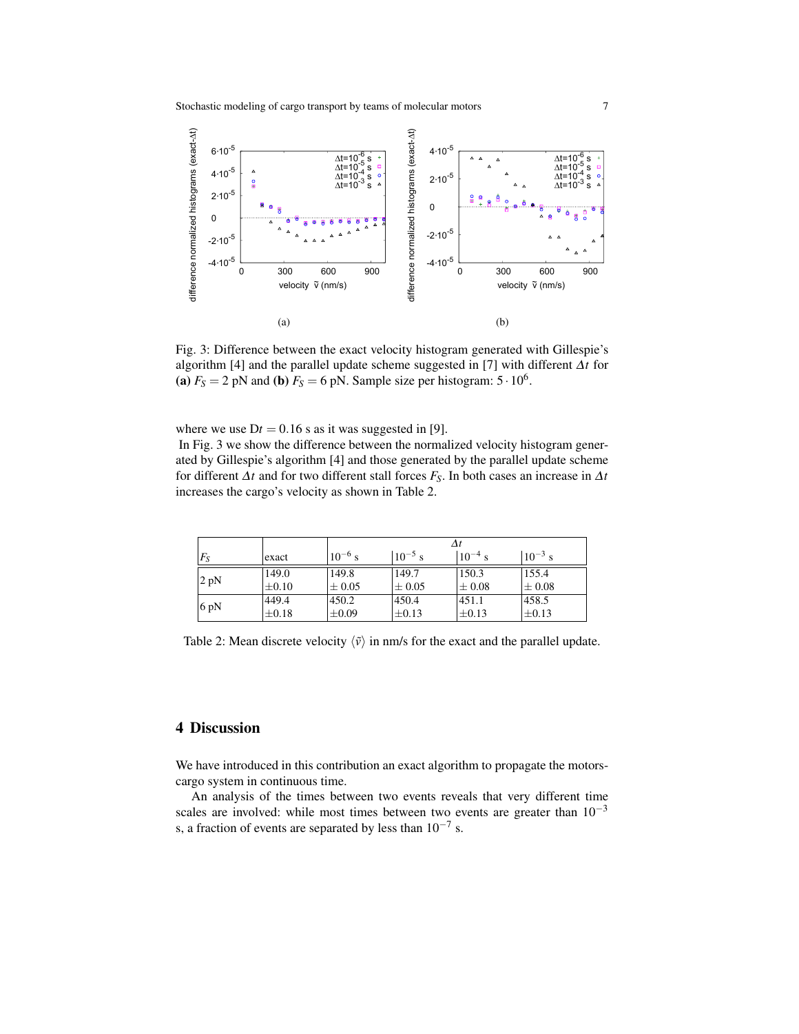(a)

(b)

Fig. 3: Difference between the exact velocity histogram generated with Gillespie's algorithm [4] and the parallel update scheme suggested in [7] with different $\Delta t$ for **(a)** $F_S = 2$ pN and **(b)** $F_S = 6$ pN. Sample size per histogram: $5 \cdot 10^6$.

where we use $\mathrm{D}t = 0.16$ s as it was suggested in [9].

In Fig. 3 we show the difference between the normalized velocity histogram generated by Gillespie's algorithm [4] and those generated by the parallel update scheme for different $\Delta t$ and for two different stall forces $F_S$. In both cases an increase in $\Delta t$ increases the cargo's velocity as shown in Table 2.

| $F_S$ | exact | $\Delta t$ $10^{-6}$ s | $10^{-5}$ s | $10^{-4}$ s | $10^{-3}$ s |
|---|---|---|---|---|---|
| 2 pN | 149.0 $\pm 0.10$ | 149.8 $\pm$ 0.05 | 149.7 $\pm$ 0.05 | 150.3 $\pm$ 0.08 | 155.4 $\pm$ 0.08 |
| 6 pN | 449.4 $\pm 0.18$ | 450.2 $\pm 0.09$ | 450.4 $\pm 0.13$ | 451.1 $\pm 0.13$ | 458.5 $\pm 0.13$ |

Table 2: Mean discrete velocity $\langle \tilde{v} \rangle$ in nm/s for the exact and the parallel update.

## 4 Discussion

We have introduced in this contribution an exact algorithm to propagate the motors-cargo system in continuous time.

An analysis of the times between two events reveals that very different time scales are involved: while most times between two events are greater than $10^{-3}$ s, a fraction of events are separated by less than $10^{-7}$ s.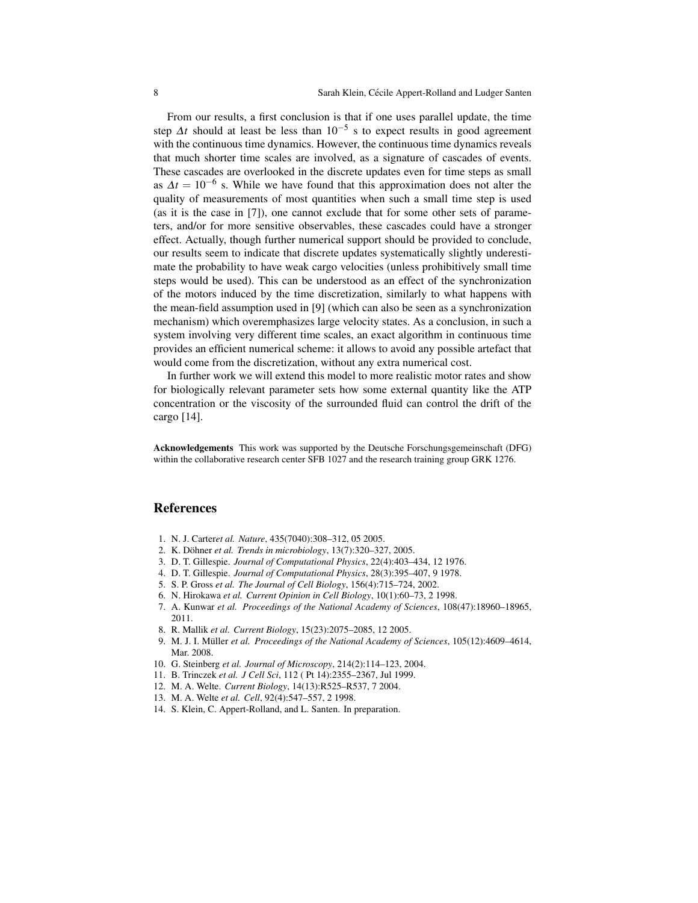From our results, a first conclusion is that if one uses parallel update, the time step $\Delta t$ should at least be less than $10^{-5}$ s to expect results in good agreement with the continuous time dynamics. However, the continuous time dynamics reveals that much shorter time scales are involved, as a signature of cascades of events. These cascades are overlooked in the discrete updates even for time steps as small as $\Delta t = 10^{-6}$ s. While we have found that this approximation does not alter the quality of measurements of most quantities when such a small time step is used (as it is the case in [7]), one cannot exclude that for some other sets of parameters, and/or for more sensitive observables, these cascades could have a stronger effect. Actually, though further numerical support should be provided to conclude, our results seem to indicate that discrete updates systematically slightly underestimate the probability to have weak cargo velocities (unless prohibitively small time steps would be used). This can be understood as an effect of the synchronization of the motors induced by the time discretization, similarly to what happens with the mean-field assumption used in [9] (which can also be seen as a synchronization mechanism) which overemphasizes large velocity states. As a conclusion, in such a system involving very different time scales, an exact algorithm in continuous time provides an efficient numerical scheme: it allows to avoid any possible artefact that would come from the discretization, without any extra numerical cost.

In further work we will extend this model to more realistic motor rates and show for biologically relevant parameter sets how some external quantity like the ATP concentration or the viscosity of the surrounded fluid can control the drift of the cargo [14].

**Acknowledgements** This work was supported by the Deutsche Forschungsgemeinschaft (DFG) within the collaborative research center SFB 1027 and the research training group GRK 1276.

## References

1. N. J. Carter*et al. Nature*, 435(7040):308–312, 05 2005.
2. K. Döhner *et al. Trends in microbiology*, 13(7):320–327, 2005.
3. D. T. Gillespie. *Journal of Computational Physics*, 22(4):403–434, 12 1976.
4. D. T. Gillespie. *Journal of Computational Physics*, 28(3):395–407, 9 1978.
5. S. P. Gross *et al. The Journal of Cell Biology*, 156(4):715–724, 2002.
6. N. Hirokawa *et al. Current Opinion in Cell Biology*, 10(1):60–73, 2 1998.
7. A. Kunwar *et al. Proceedings of the National Academy of Sciences*, 108(47):18960–18965, 2011.
8. R. Mallik *et al. Current Biology*, 15(23):2075–2085, 12 2005.
9. M. J. I. Müller *et al. Proceedings of the National Academy of Sciences*, 105(12):4609–4614, Mar. 2008.
10. G. Steinberg *et al. Journal of Microscopy*, 214(2):114–123, 2004.
11. B. Trinczek *et al. J Cell Sci*, 112 ( Pt 14):2355–2367, Jul 1999.
12. M. A. Welte. *Current Biology*, 14(13):R525–R537, 7 2004.
13. M. A. Welte *et al. Cell*, 92(4):547–557, 2 1998.
14. S. Klein, C. Appert-Rolland, and L. Santen. In preparation.